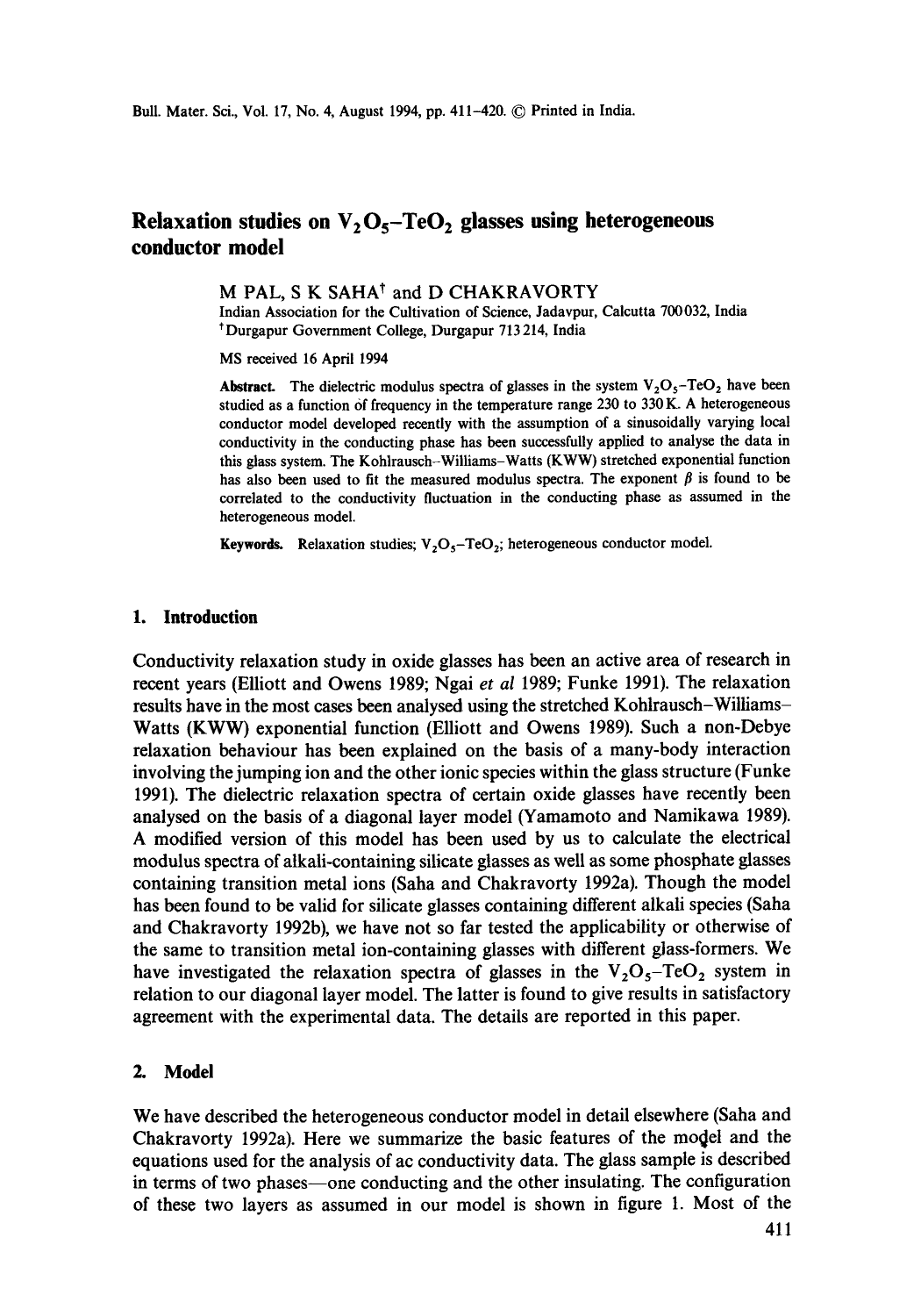# Relaxation studies on $V_2O_5$–$TeO_2$ glasses using heterogeneous conductor model

M PAL, S K SAHA[†] and D CHAKRAVORTY

Indian Association for the Cultivation of Science, Jadavpur, Calcutta 700032, India

[†]Durgapur Government College, Durgapur 713214, India

MS received 16 April 1994

**Abstract.** The dielectric modulus spectra of glasses in the system $V_2O_5$–$TeO_2$ have been studied as a function of frequency in the temperature range 230 to 330 K. A heterogeneous conductor model developed recently with the assumption of a sinusoidally varying local conductivity in the conducting phase has been successfully applied to analyse the data in this glass system. The Kohlrausch–Williams–Watts (KWW) stretched exponential function has also been used to fit the measured modulus spectra. The exponent $\beta$ is found to be correlated to the conductivity fluctuation in the conducting phase as assumed in the heterogeneous model.

**Keywords.** Relaxation studies; $V_2O_5$–$TeO_2$; heterogeneous conductor model.

## 1. Introduction

Conductivity relaxation study in oxide glasses has been an active area of research in recent years (Elliott and Owens 1989; Ngai *et al* 1989; Funke 1991). The relaxation results have in the most cases been analysed using the stretched Kohlrausch–Williams–Watts (KWW) exponential function (Elliott and Owens 1989). Such a non-Debye relaxation behaviour has been explained on the basis of a many-body interaction involving the jumping ion and the other ionic species within the glass structure (Funke 1991). The dielectric relaxation spectra of certain oxide glasses have recently been analysed on the basis of a diagonal layer model (Yamamoto and Namikawa 1989). A modified version of this model has been used by us to calculate the electrical modulus spectra of alkali-containing silicate glasses as well as some phosphate glasses containing transition metal ions (Saha and Chakravorty 1992a). Though the model has been found to be valid for silicate glasses containing different alkali species (Saha and Chakravorty 1992b), we have not so far tested the applicability or otherwise of the same to transition metal ion-containing glasses with different glass-formers. We have investigated the relaxation spectra of glasses in the $V_2O_5$–$TeO_2$ system in relation to our diagonal layer model. The latter is found to give results in satisfactory agreement with the experimental data. The details are reported in this paper.

## 2. Model

We have described the heterogeneous conductor model in detail elsewhere (Saha and Chakravorty 1992a). Here we summarize the basic features of the model and the equations used for the analysis of ac conductivity data. The glass sample is described in terms of two phases—one conducting and the other insulating. The configuration of these two layers as assumed in our model is shown in figure 1. Most of the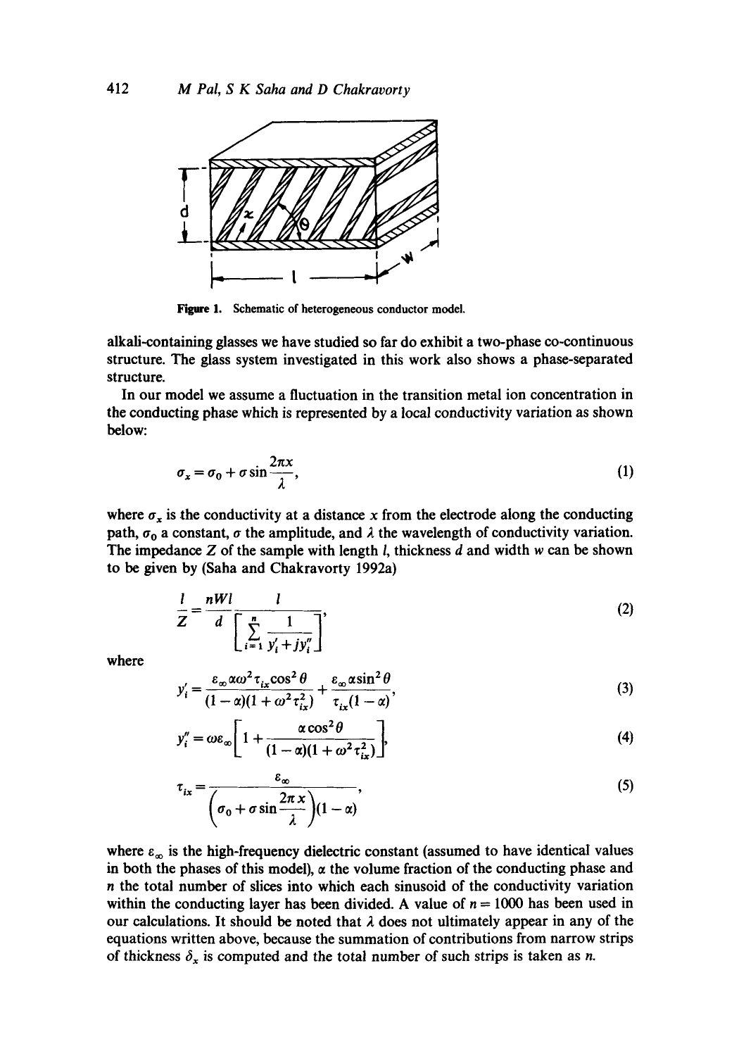Figure 1. Schematic of heterogeneous conductor model.

alkali-containing glasses we have studied so far do exhibit a two-phase co-continuous structure. The glass system investigated in this work also shows a phase-separated structure.

In our model we assume a fluctuation in the transition metal ion concentration in the conducting phase which is represented by a local conductivity variation as shown below:

$$\sigma_x = \sigma_0 + \sigma \sin\frac{2\pi x}{\lambda}, \tag{1}$$

where $\sigma_x$ is the conductivity at a distance $x$ from the electrode along the conducting path, $\sigma_0$ a constant, $\sigma$ the amplitude, and $\lambda$ the wavelength of conductivity variation. The impedance $Z$ of the sample with length $l$, thickness $d$ and width $w$ can be shown to be given by (Saha and Chakravorty 1992a)

$$\frac{l}{Z} = \frac{nWl}{d}\frac{l}{\left[\sum_{i=1}^{n}\frac{1}{y_i' + jy_i''}\right]}, \tag{2}$$

where

$$y_i' = \frac{\varepsilon_\infty \alpha \omega^2 \tau_{ix} \cos^2\theta}{(1-\alpha)(1+\omega^2\tau_{ix}^2)} + \frac{\varepsilon_\infty \alpha \sin^2\theta}{\tau_{ix}(1-\alpha)}, \tag{3}$$

$$y_i'' = \omega\varepsilon_\infty\left[1 + \frac{\alpha\cos^2\theta}{(1-\alpha)(1+\omega^2\tau_{ix}^2)}\right], \tag{4}$$

$$\tau_{ix} = \frac{\varepsilon_\infty}{\left(\sigma_0 + \sigma\sin\frac{2\pi x}{\lambda}\right)(1-\alpha)}, \tag{5}$$

where $\varepsilon_\infty$ is the high-frequency dielectric constant (assumed to have identical values in both the phases of this model), $\alpha$ the volume fraction of the conducting phase and $n$ the total number of slices into which each sinusoid of the conductivity variation within the conducting layer has been divided. A value of $n = 1000$ has been used in our calculations. It should be noted that $\lambda$ does not ultimately appear in any of the equations written above, because the summation of contributions from narrow strips of thickness $\delta_x$ is computed and the total number of such strips is taken as $n$.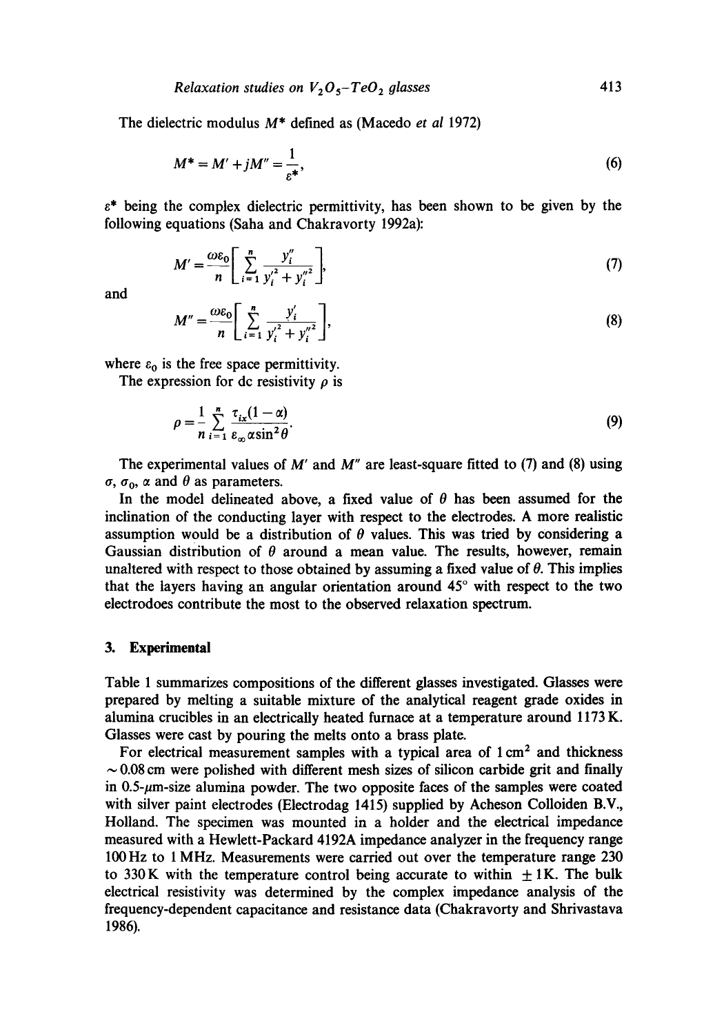The dielectric modulus $M^*$ defined as (Macedo *et al* 1972)

$$M^* = M' + jM'' = \frac{1}{\varepsilon^*}, \tag{6}$$

$\varepsilon^*$ being the complex dielectric permittivity, has been shown to be given by the following equations (Saha and Chakravorty 1992a):

$$M' = \frac{\omega\varepsilon_0}{n}\left[\sum_{i=1}^{n} \frac{y_i''}{y_i'^2 + y_i''^2}\right], \tag{7}$$

and

$$M'' = \frac{\omega\varepsilon_0}{n}\left[\sum_{i=1}^{n} \frac{y_i'}{y_i'^2 + y_i''^2}\right], \tag{8}$$

where $\varepsilon_0$ is the free space permittivity.

The expression for dc resistivity $\rho$ is

$$\rho = \frac{1}{n}\sum_{i=1}^{n} \frac{\tau_{ix}(1-\alpha)}{\varepsilon_\infty \alpha \sin^2\theta}. \tag{9}$$

The experimental values of $M'$ and $M''$ are least-square fitted to (7) and (8) using $\sigma$, $\sigma_0$, $\alpha$ and $\theta$ as parameters.

In the model delineated above, a fixed value of $\theta$ has been assumed for the inclination of the conducting layer with respect to the electrodes. A more realistic assumption would be a distribution of $\theta$ values. This was tried by considering a Gaussian distribution of $\theta$ around a mean value. The results, however, remain unaltered with respect to those obtained by assuming a fixed value of $\theta$. This implies that the layers having an angular orientation around 45° with respect to the two electrodoes contribute the most to the observed relaxation spectrum.

## 3. Experimental

Table 1 summarizes compositions of the different glasses investigated. Glasses were prepared by melting a suitable mixture of the analytical reagent grade oxides in alumina crucibles in an electrically heated furnace at a temperature around 1173 K. Glasses were cast by pouring the melts onto a brass plate.

For electrical measurement samples with a typical area of $1\,\text{cm}^2$ and thickness $\sim 0.08\,\text{cm}$ were polished with different mesh sizes of silicon carbide grit and finally in $0.5$-$\mu$m-size alumina powder. The two opposite faces of the samples were coated with silver paint electrodes (Electrodag 1415) supplied by Acheson Colloiden B.V., Holland. The specimen was mounted in a holder and the electrical impedance measured with a Hewlett-Packard 4192A impedance analyzer in the frequency range 100 Hz to 1 MHz. Measurements were carried out over the temperature range 230 to 330 K with the temperature control being accurate to within $\pm 1$ K. The bulk electrical resistivity was determined by the complex impedance analysis of the frequency-dependent capacitance and resistance data (Chakravorty and Shrivastava 1986).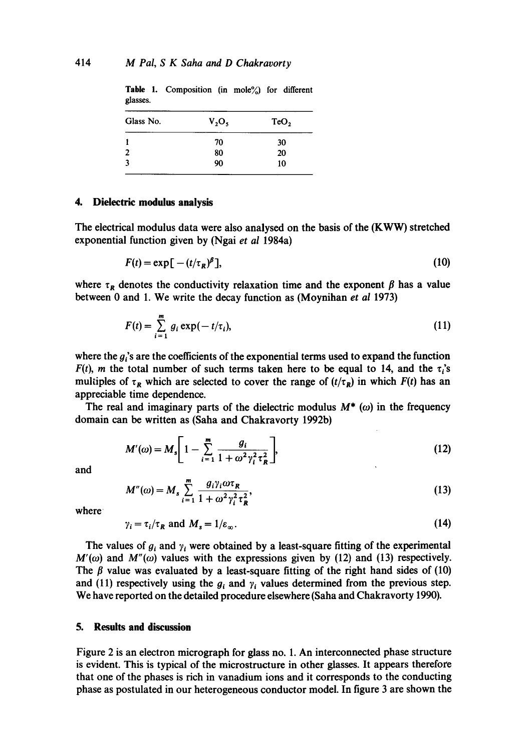**Table 1.** Composition (in mole%) for different glasses.

| Glass No. | $V_2O_5$ | $TeO_2$ |
|---|---|---|
| 1 | 70 | 30 |
| 2 | 80 | 20 |
| 3 | 90 | 10 |

## 4. Dielectric modulus analysis

The electrical modulus data were also analysed on the basis of the (KWW) stretched exponential function given by (Ngai *et al* 1984a)

$$F(t) = \exp[-(t/\tau_R)^{\beta}], \tag{10}$$

where $\tau_R$ denotes the conductivity relaxation time and the exponent $\beta$ has a value between 0 and 1. We write the decay function as (Moynihan *et al* 1973)

$$F(t) = \sum_{i=1}^{m} g_i \exp(-t/\tau_i), \tag{11}$$

where the $g_i$'s are the coefficients of the exponential terms used to expand the function $F(t)$, $m$ the total number of such terms taken here to be equal to 14, and the $\tau_i$'s multiples of $\tau_R$ which are selected to cover the range of $(t/\tau_R)$ in which $F(t)$ has an appreciable time dependence.

The real and imaginary parts of the dielectric modulus $M^*(\omega)$ in the frequency domain can be written as (Saha and Chakravorty 1992b)

$$M'(\omega) = M_s\left[1 - \sum_{i=1}^{m} \frac{g_i}{1 + \omega^2 \gamma_i^2 \tau_R^2}\right], \tag{12}$$

and

$$M''(\omega) = M_s \sum_{i=1}^{m} \frac{g_i \gamma_i \omega \tau_R}{1 + \omega^2 \gamma_i^2 \tau_R^2}, \tag{13}$$

where

$$\gamma_i = \tau_i/\tau_R \text{ and } M_s = 1/\varepsilon_{\infty}. \tag{14}$$

The values of $g_i$ and $\gamma_i$ were obtained by a least-square fitting of the experimental $M'(\omega)$ and $M''(\omega)$ values with the expressions given by (12) and (13) respectively. The $\beta$ value was evaluated by a least-square fitting of the right hand sides of (10) and (11) respectively using the $g_i$ and $\gamma_i$ values determined from the previous step. We have reported on the detailed procedure elsewhere (Saha and Chakravorty 1990).

## 5. Results and discussion

Figure 2 is an electron micrograph for glass no. 1. An interconnected phase structure is evident. This is typical of the microstructure in other glasses. It appears therefore that one of the phases is rich in vanadium ions and it corresponds to the conducting phase as postulated in our heterogeneous conductor model. In figure 3 are shown the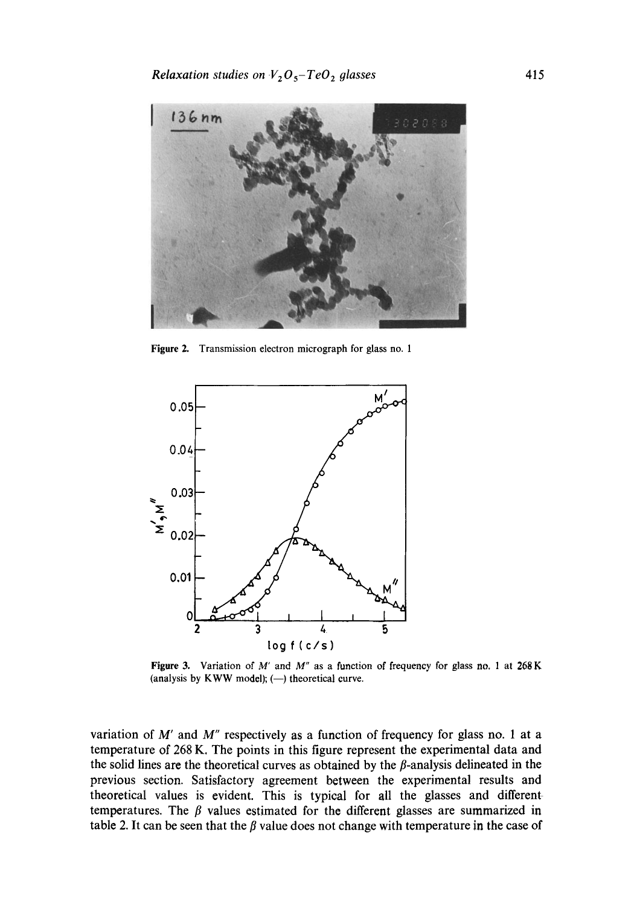Figure 2. Transmission electron micrograph for glass no. 1

Figure 3. Variation of $M'$ and $M''$ as a function of frequency for glass no. 1 at 268 K (analysis by KWW model); (—) theoretical curve.

variation of $M'$ and $M''$ respectively as a function of frequency for glass no. 1 at a temperature of 268 K. The points in this figure represent the experimental data and the solid lines are the theoretical curves as obtained by the $\beta$-analysis delineated in the previous section. Satisfactory agreement between the experimental results and theoretical values is evident. This is typical for all the glasses and different temperatures. The $\beta$ values estimated for the different glasses are summarized in table 2. It can be seen that the $\beta$ value does not change with temperature in the case of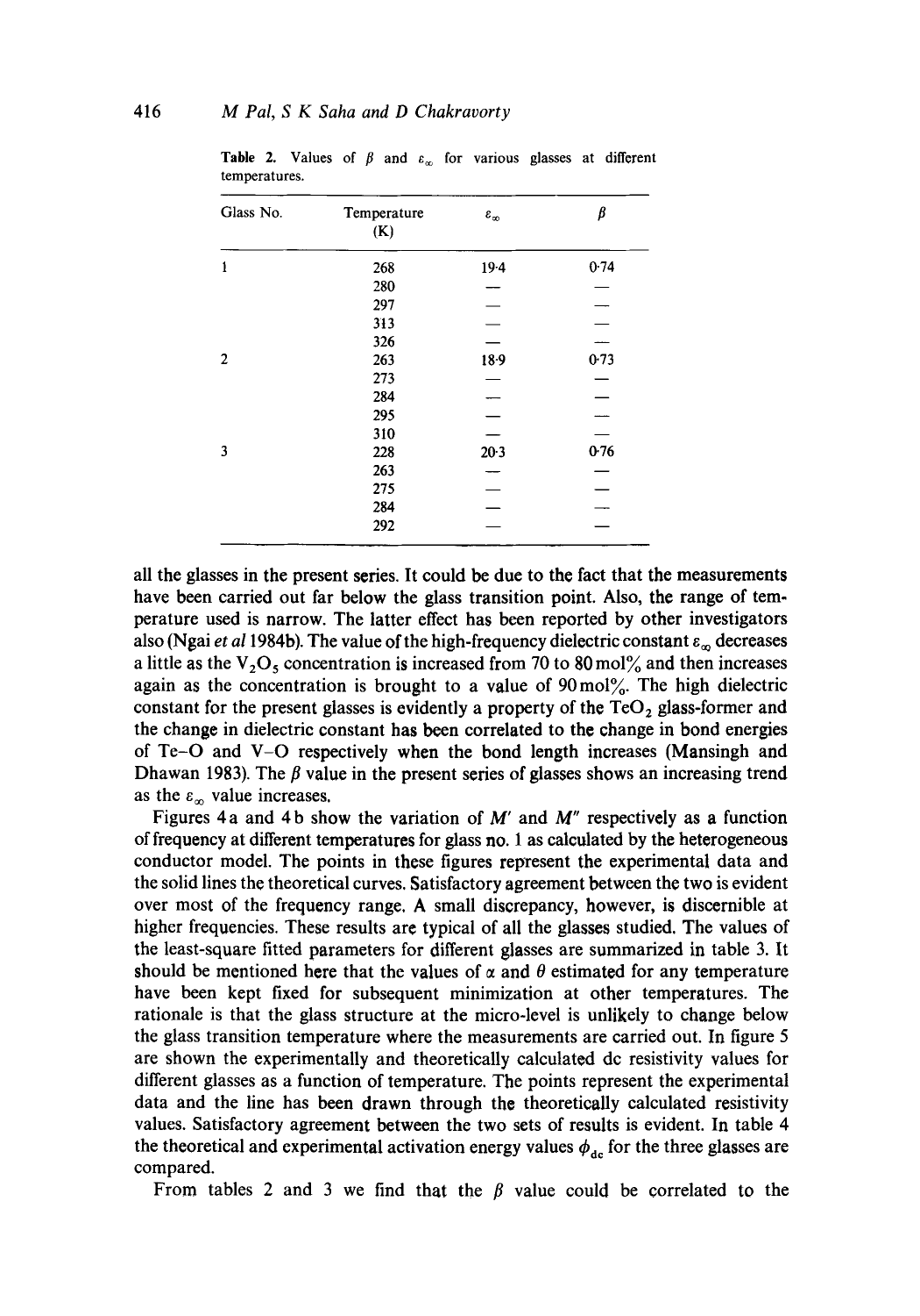**Table 2.** Values of $\beta$ and $\varepsilon_\infty$ for various glasses at different temperatures.

| Glass No. | Temperature (K) | $\varepsilon_\infty$ | $\beta$ |
|---|---|---|---|
| 1 | 268 | 19·4 | 0·74 |
| | 280 | — | — |
| | 297 | — | — |
| | 313 | — | — |
| | 326 | — | — |
| 2 | 263 | 18·9 | 0·73 |
| | 273 | — | — |
| | 284 | — | — |
| | 295 | — | — |
| | 310 | — | — |
| 3 | 228 | 20·3 | 0·76 |
| | 263 | — | — |
| | 275 | — | — |
| | 284 | — | — |
| | 292 | — | — |

all the glasses in the present series. It could be due to the fact that the measurements have been carried out far below the glass transition point. Also, the range of temperature used is narrow. The latter effect has been reported by other investigators also (Ngai *et al* 1984b). The value of the high-frequency dielectric constant $\varepsilon_\infty$ decreases a little as the $V_2O_5$ concentration is increased from 70 to 80 mol% and then increases again as the concentration is brought to a value of 90 mol%. The high dielectric constant for the present glasses is evidently a property of the $TeO_2$ glass-former and the change in dielectric constant has been correlated to the change in bond energies of Te–O and V–O respectively when the bond length increases (Mansingh and Dhawan 1983). The $\beta$ value in the present series of glasses shows an increasing trend as the $\varepsilon_\infty$ value increases.

Figures 4a and 4b show the variation of $M'$ and $M''$ respectively as a function of frequency at different temperatures for glass no. 1 as calculated by the heterogeneous conductor model. The points in these figures represent the experimental data and the solid lines the theoretical curves. Satisfactory agreement between the two is evident over most of the frequency range. A small discrepancy, however, is discernible at higher frequencies. These results are typical of all the glasses studied. The values of the least-square fitted parameters for different glasses are summarized in table 3. It should be mentioned here that the values of $\alpha$ and $\theta$ estimated for any temperature have been kept fixed for subsequent minimization at other temperatures. The rationale is that the glass structure at the micro-level is unlikely to change below the glass transition temperature where the measurements are carried out. In figure 5 are shown the experimentally and theoretically calculated dc resistivity values for different glasses as a function of temperature. The points represent the experimental data and the line has been drawn through the theoretically calculated resistivity values. Satisfactory agreement between the two sets of results is evident. In table 4 the theoretical and experimental activation energy values $\phi_{dc}$ for the three glasses are compared.

From tables 2 and 3 we find that the $\beta$ value could be correlated to the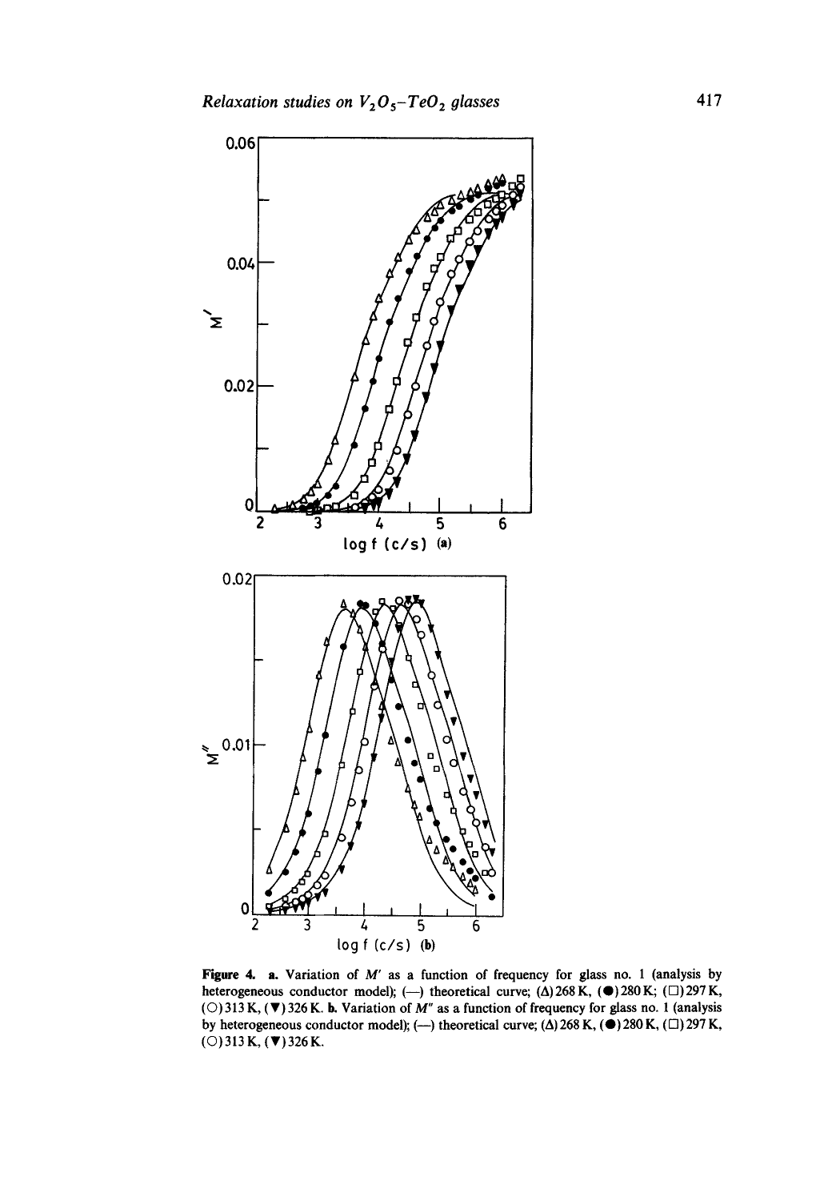**Figure 4.** a. Variation of $M'$ as a function of frequency for glass no. 1 (analysis by heterogeneous conductor model); (—) theoretical curve; (Δ) 268 K, (●) 280 K; (□) 297 K, (○) 313 K, (▼) 326 K. b. Variation of $M''$ as a function of frequency for glass no. 1 (analysis by heterogeneous conductor model); (—) theoretical curve; (Δ) 268 K, (●) 280 K, (□) 297 K, (○) 313 K, (▼) 326 K.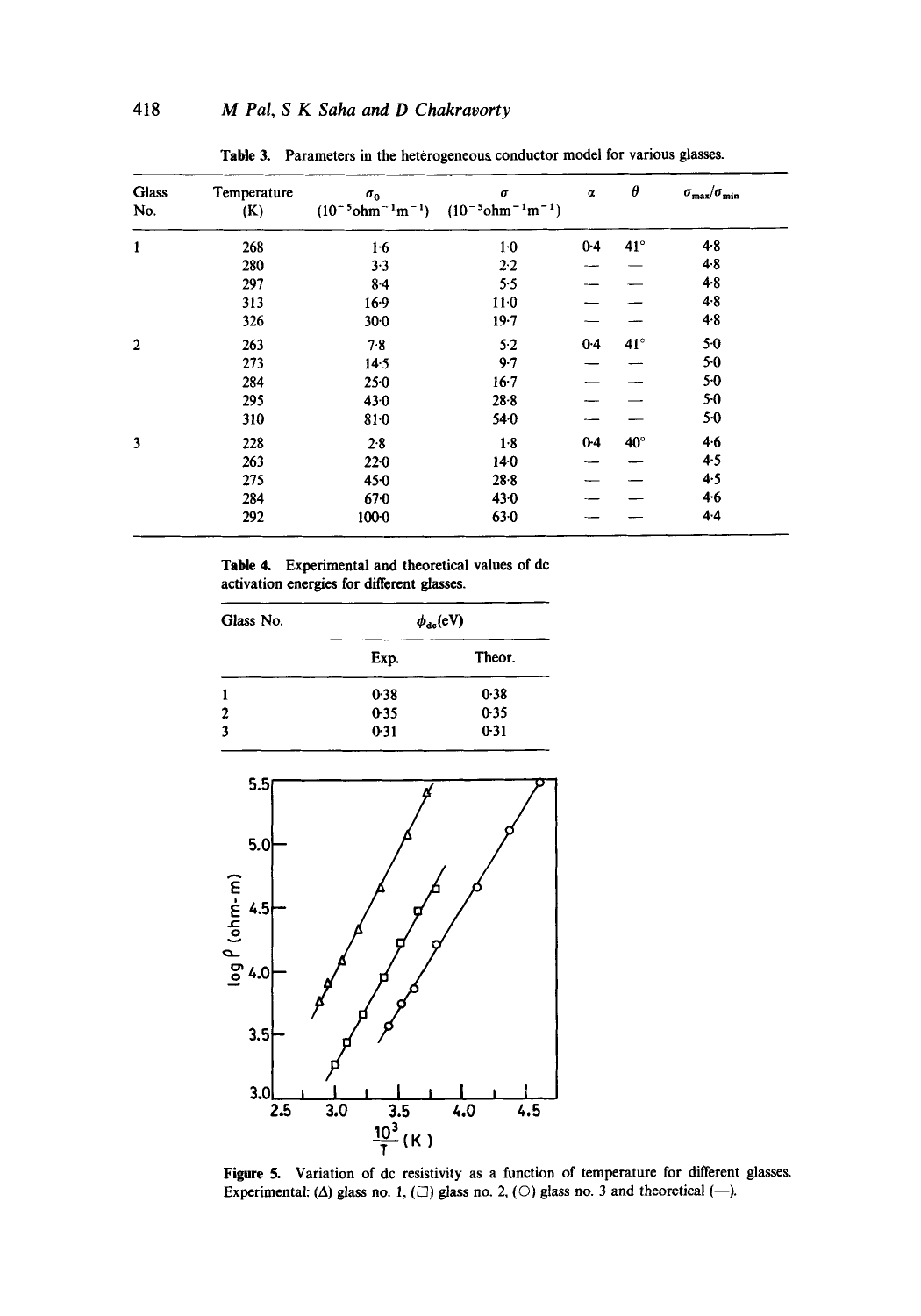**Table 3.** Parameters in the heterogeneous conductor model for various glasses.

| Glass No. | Temperature (K) | $\sigma_0$ ($10^{-5}$ohm$^{-1}$m$^{-1}$) | $\sigma$ ($10^{-5}$ohm$^{-1}$m$^{-1}$) | $\alpha$ | $\theta$ | $\sigma_{max}/\sigma_{min}$ |
|---|---|---|---|---|---|---|
| 1 | 268 | 1·6 | 1·0 | 0·4 | 41° | 4·8 |
| | 280 | 3·3 | 2·2 | — | — | 4·8 |
| | 297 | 8·4 | 5·5 | — | — | 4·8 |
| | 313 | 16·9 | 11·0 | — | — | 4·8 |
| | 326 | 30·0 | 19·7 | — | — | 4·8 |
| 2 | 263 | 7·8 | 5·2 | 0·4 | 41° | 5·0 |
| | 273 | 14·5 | 9·7 | — | — | 5·0 |
| | 284 | 25·0 | 16·7 | — | — | 5·0 |
| | 295 | 43·0 | 28·8 | — | — | 5·0 |
| | 310 | 81·0 | 54·0 | — | — | 5·0 |
| 3 | 228 | 2·8 | 1·8 | 0·4 | 40° | 4·6 |
| | 263 | 22·0 | 14·0 | — | — | 4·5 |
| | 275 | 45·0 | 28·8 | — | — | 4·5 |
| | 284 | 67·0 | 43·0 | — | — | 4·6 |
| | 292 | 100·0 | 63·0 | — | — | 4·4 |

**Table 4.** Experimental and theoretical values of dc activation energies for different glasses.

| Glass No. | $\phi_{dc}$(eV) | |
|---|---|---|
| | Exp. | Theor. |
| 1 | 0·38 | 0·38 |
| 2 | 0·35 | 0·35 |
| 3 | 0·31 | 0·31 |

**Figure 5.** Variation of dc resistivity as a function of temperature for different glasses. Experimental: (Δ) glass no. 1, (□) glass no. 2, (○) glass no. 3 and theoretical (—).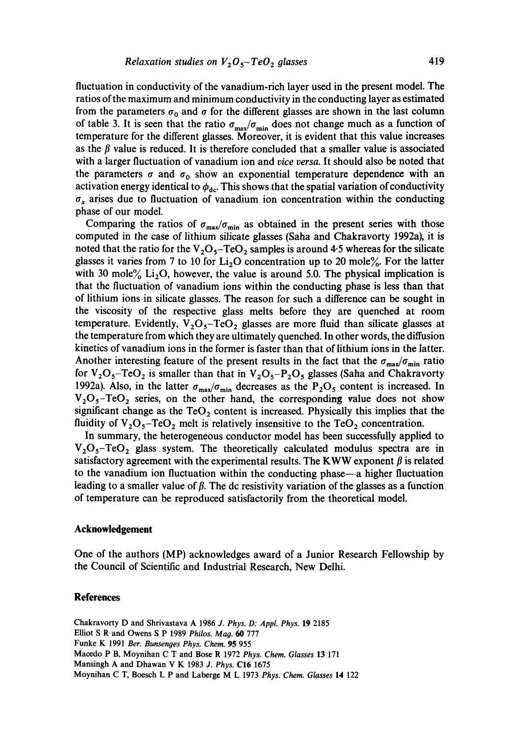fluctuation in conductivity of the vanadium-rich layer used in the present model. The ratios of the maximum and minimum conductivity in the conducting layer as estimated from the parameters $\sigma_0$ and $\sigma$ for the different glasses are shown in the last column of table 3. It is seen that the ratio $\sigma_{max}/\sigma_{min}$ does not change much as a function of temperature for the different glasses. Moreover, it is evident that this value increases as the $\beta$ value is reduced. It is therefore concluded that a smaller value is associated with a larger fluctuation of vanadium ion and *vice versa*. It should also be noted that the parameters $\sigma$ and $\sigma_0$ show an exponential temperature dependence with an activation energy identical to $\phi_{dc}$. This shows that the spatial variation of conductivity $\sigma_x$ arises due to fluctuation of vanadium ion concentration within the conducting phase of our model.

Comparing the ratios of $\sigma_{max}/\sigma_{min}$ as obtained in the present series with those computed in the case of lithium silicate glasses (Saha and Chakravorty 1992a), it is noted that the ratio for the $V_2O_5$–$TeO_2$ samples is around 4·5 whereas for the silicate glasses it varies from 7 to 10 for $Li_2O$ concentration up to 20 mole%. For the latter with 30 mole% $Li_2O$, however, the value is around 5.0. The physical implication is that the fluctuation of vanadium ions within the conducting phase is less than that of lithium ions in silicate glasses. The reason for such a difference can be sought in the viscosity of the respective glass melts before they are quenched at room temperature. Evidently, $V_2O_5$–$TeO_2$ glasses are more fluid than silicate glasses at the temperature from which they are ultimately quenched. In other words, the diffusion kinetics of vanadium ions in the former is faster than that of lithium ions in the latter. Another interesting feature of the present results in the fact that the $\sigma_{max}/\sigma_{min}$ ratio for $V_2O_5$–$TeO_2$ is smaller than that in $V_2O_5$–$P_2O_5$ glasses (Saha and Chakravorty 1992a). Also, in the latter $\sigma_{max}/\sigma_{min}$ decreases as the $P_2O_5$ content is increased. In $V_2O_5$–$TeO_2$ series, on the other hand, the corresponding value does not show significant change as the $TeO_2$ content is increased. Physically this implies that the fluidity of $V_2O_5$–$TeO_2$ melt is relatively insensitive to the $TeO_2$ concentration.

In summary, the heterogeneous conductor model has been successfully applied to $V_2O_5$–$TeO_2$ glass system. The theoretically calculated modulus spectra are in satisfactory agreement with the experimental results. The KWW exponent $\beta$ is related to the vanadium ion fluctuation within the conducting phase—a higher fluctuation leading to a smaller value of $\beta$. The dc resistivity variation of the glasses as a function of temperature can be reproduced satisfactorily from the theoretical model.

## Acknowledgement

One of the authors (MP) acknowledges award of a Junior Research Fellowship by the Council of Scientific and Industrial Research, New Delhi.

## References

Chakravorty D and Shrivastava A 1986 *J. Phys. D: Appl. Phys.* **19** 2185

Elliot S R and Owens S P 1989 *Philos. Mag.* **60** 777

Funke K 1991 *Ber. Bunsenges Phys. Chem.* **95** 955

Macedo P B, Moynihan C T and Bose R 1972 *Phys. Chem. Glasses* **13** 171

Mansingh A and Dhawan V K 1983 *J. Phys.* **C16** 1675

Moynihan C T, Boesch L P and Laberge M L 1973 *Phys. Chem. Glasses* **14** 122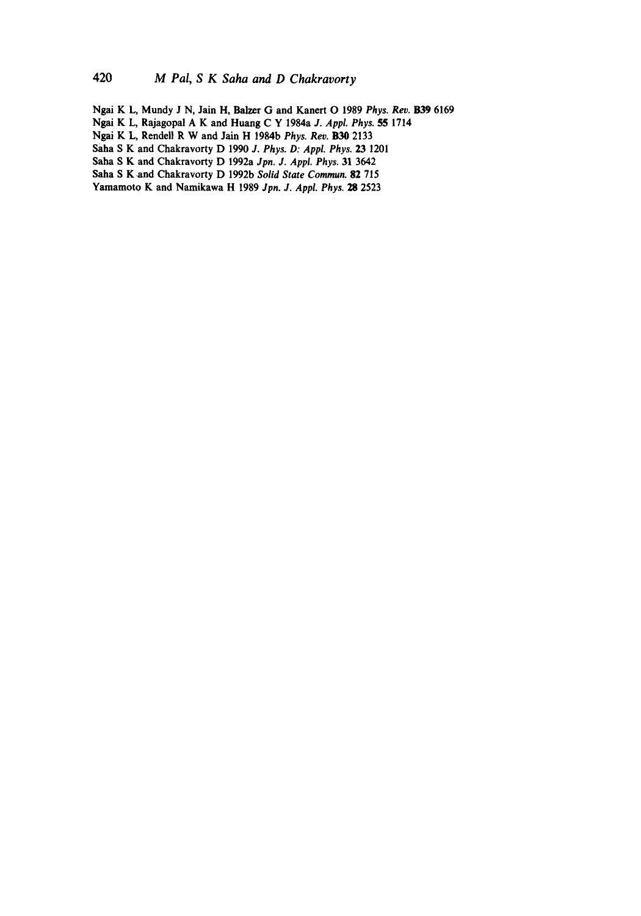Ngai K L, Mundy J N, Jain H, Balzer G and Kanert O 1989 *Phys. Rev.* **B39** 6169

Ngai K L, Rajagopal A K and Huang C Y 1984a *J. Appl. Phys.* **55** 1714

Ngai K L, Rendell R W and Jain H 1984b *Phys. Rev.* **B30** 2133

Saha S K and Chakravorty D 1990 *J. Phys. D: Appl. Phys.* **23** 1201

Saha S K and Chakravorty D 1992a *Jpn. J. Appl. Phys.* **31** 3642

Saha S K and Chakravorty D 1992b *Solid State Commun.* **82** 715

Yamamoto K and Namikawa H 1989 *Jpn. J. Appl. Phys.* **28** 2523